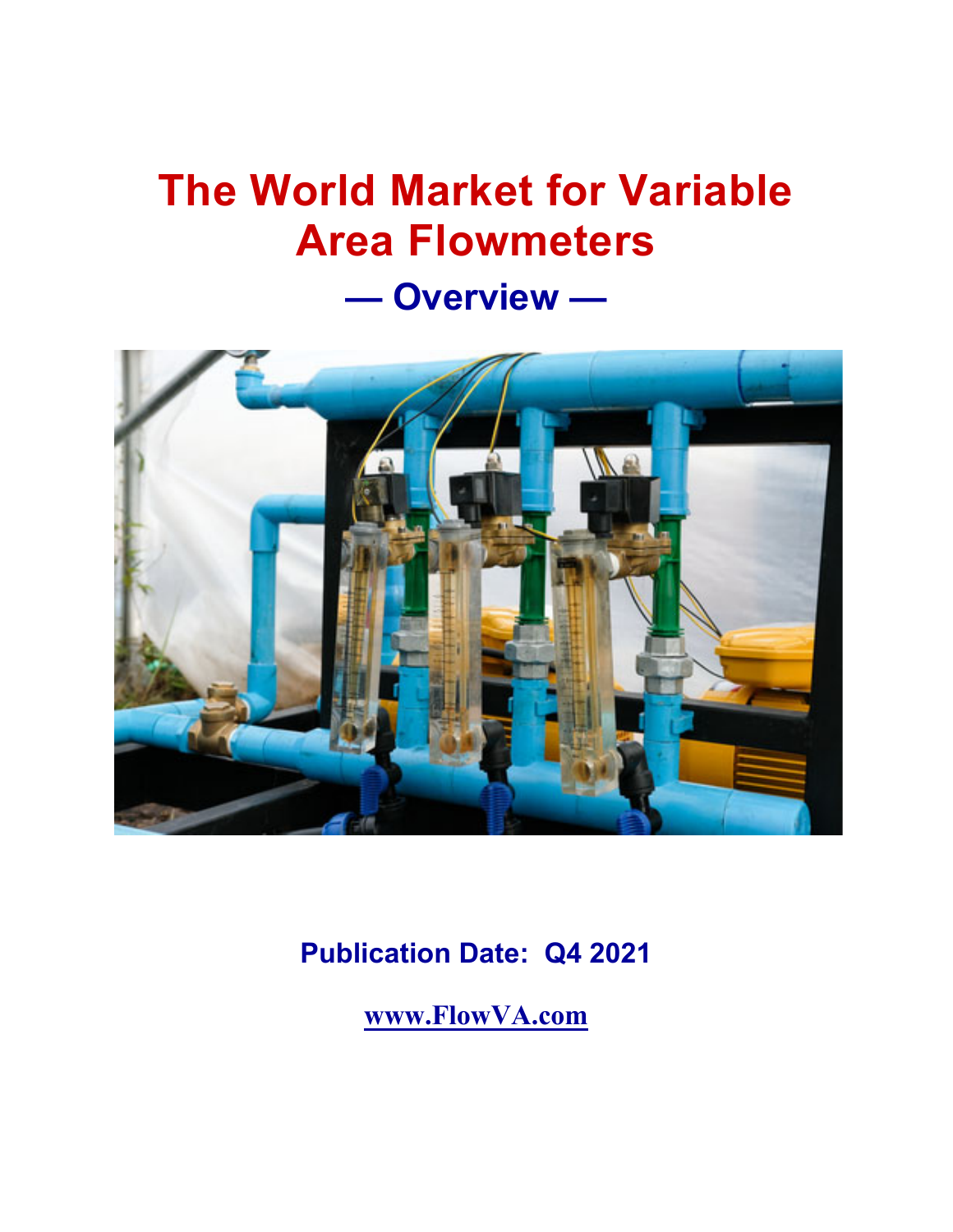# The World Market for Variable Area Flowmeters

## — Overview —

**Publication Date: Q4 2021**

**www.FlowVA.com**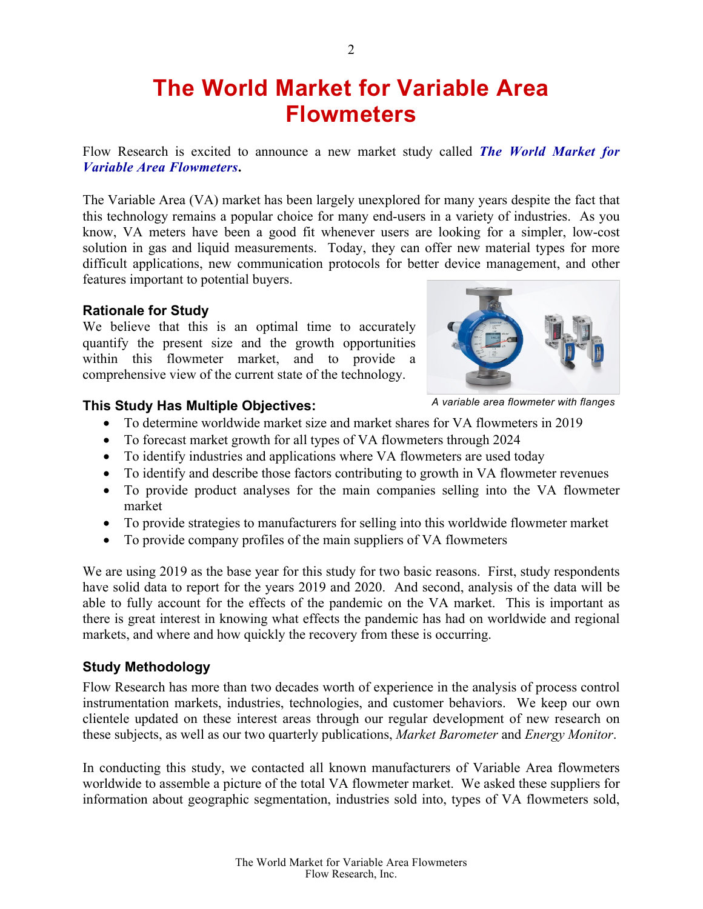# The World Market for Variable Area Flowmeters

Flow Research is excited to announce a new market study called ***The World Market for Variable Area Flowmeters*****.**

The Variable Area (VA) market has been largely unexplored for many years despite the fact that this technology remains a popular choice for many end-users in a variety of industries. As you know, VA meters have been a good fit whenever users are looking for a simpler, low-cost solution in gas and liquid measurements. Today, they can offer new material types for more difficult applications, new communication protocols for better device management, and other features important to potential buyers.

### Rationale for Study

We believe that this is an optimal time to accurately quantify the present size and the growth opportunities within this flowmeter market, and to provide a comprehensive view of the current state of the technology.

*A variable area flowmeter with flanges*

### This Study Has Multiple Objectives:

- To determine worldwide market size and market shares for VA flowmeters in 2019
- To forecast market growth for all types of VA flowmeters through 2024
- To identify industries and applications where VA flowmeters are used today
- To identify and describe those factors contributing to growth in VA flowmeter revenues
- To provide product analyses for the main companies selling into the VA flowmeter market
- To provide strategies to manufacturers for selling into this worldwide flowmeter market
- To provide company profiles of the main suppliers of VA flowmeters

We are using 2019 as the base year for this study for two basic reasons. First, study respondents have solid data to report for the years 2019 and 2020. And second, analysis of the data will be able to fully account for the effects of the pandemic on the VA market. This is important as there is great interest in knowing what effects the pandemic has had on worldwide and regional markets, and where and how quickly the recovery from these is occurring.

### Study Methodology

Flow Research has more than two decades worth of experience in the analysis of process control instrumentation markets, industries, technologies, and customer behaviors. We keep our own clientele updated on these interest areas through our regular development of new research on these subjects, as well as our two quarterly publications, *Market Barometer* and *Energy Monitor*.

In conducting this study, we contacted all known manufacturers of Variable Area flowmeters worldwide to assemble a picture of the total VA flowmeter market. We asked these suppliers for information about geographic segmentation, industries sold into, types of VA flowmeters sold,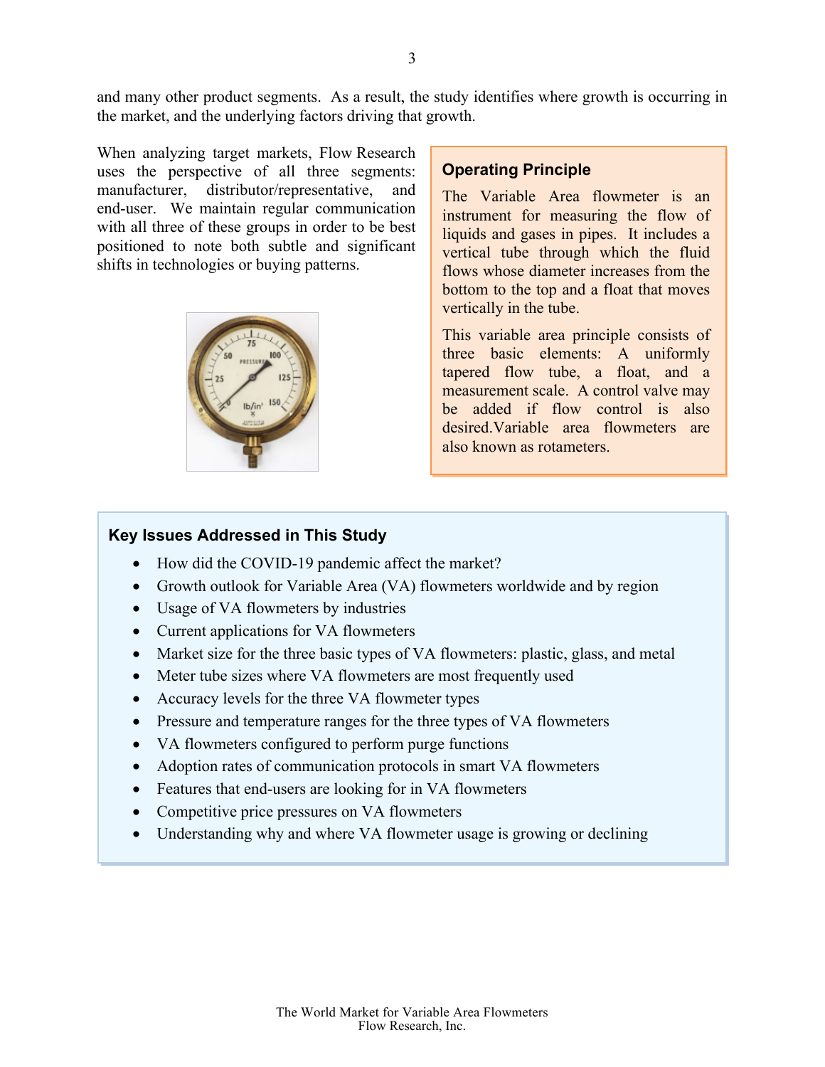and many other product segments. As a result, the study identifies where growth is occurring in the market, and the underlying factors driving that growth.

When analyzing target markets, Flow Research uses the perspective of all three segments: manufacturer, distributor/representative, and end-user. We maintain regular communication with all three of these groups in order to be best positioned to note both subtle and significant shifts in technologies or buying patterns.

## Operating Principle

The Variable Area flowmeter is an instrument for measuring the flow of liquids and gases in pipes. It includes a vertical tube through which the fluid flows whose diameter increases from the bottom to the top and a float that moves vertically in the tube.

This variable area principle consists of three basic elements: A uniformly tapered flow tube, a float, and a measurement scale. A control valve may be added if flow control is also desired.Variable area flowmeters are also known as rotameters.

## Key Issues Addressed in This Study

- How did the COVID-19 pandemic affect the market?
- Growth outlook for Variable Area (VA) flowmeters worldwide and by region
- Usage of VA flowmeters by industries
- Current applications for VA flowmeters
- Market size for the three basic types of VA flowmeters: plastic, glass, and metal
- Meter tube sizes where VA flowmeters are most frequently used
- Accuracy levels for the three VA flowmeter types
- Pressure and temperature ranges for the three types of VA flowmeters
- VA flowmeters configured to perform purge functions
- Adoption rates of communication protocols in smart VA flowmeters
- Features that end-users are looking for in VA flowmeters
- Competitive price pressures on VA flowmeters
- Understanding why and where VA flowmeter usage is growing or declining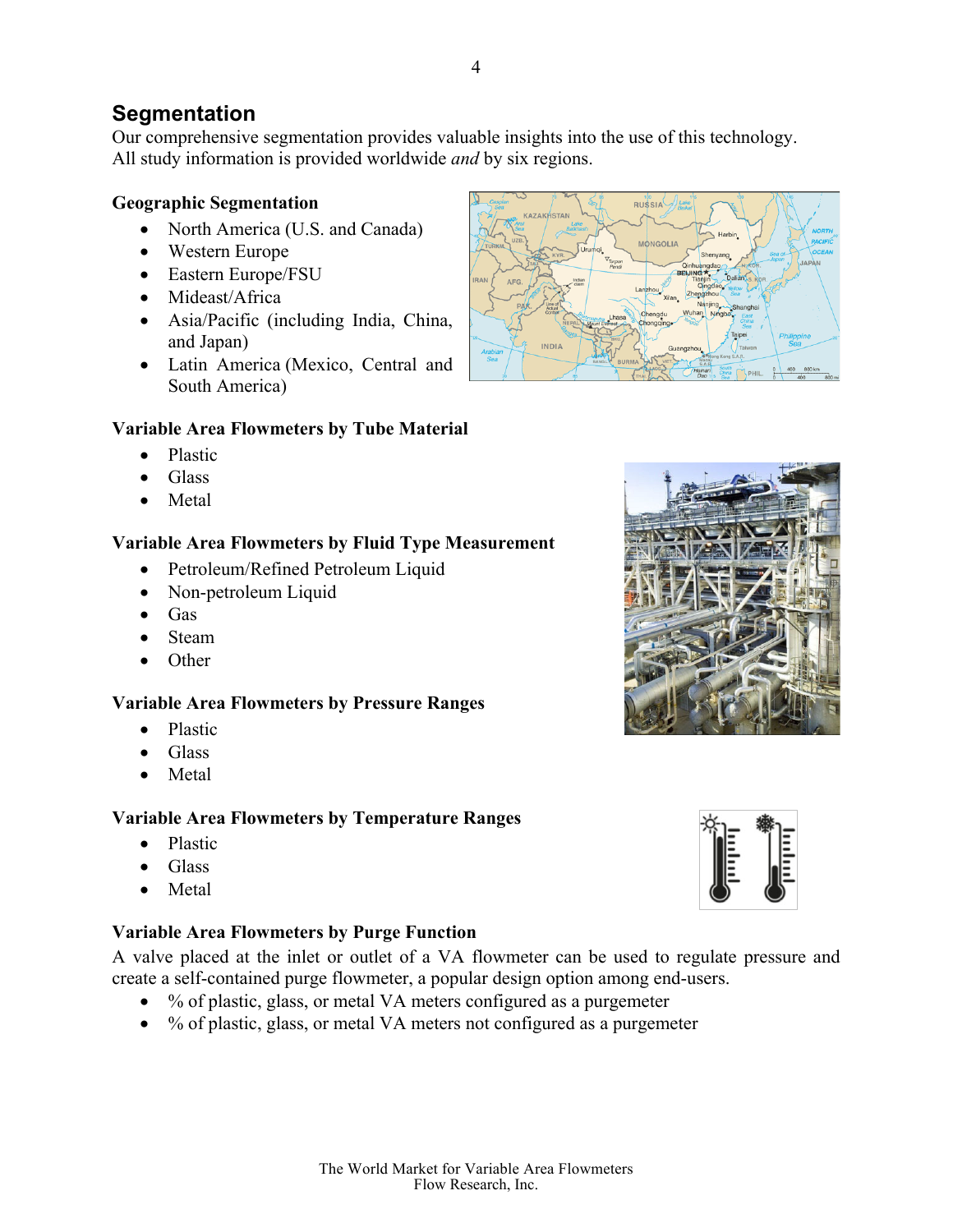## Segmentation

Our comprehensive segmentation provides valuable insights into the use of this technology. All study information is provided worldwide *and* by six regions.

**Geographic Segmentation**

- North America (U.S. and Canada)
- Western Europe
- Eastern Europe/FSU
- Mideast/Africa
- Asia/Pacific (including India, China, and Japan)
- Latin America (Mexico, Central and South America)

**Variable Area Flowmeters by Tube Material**

- Plastic
- Glass
- Metal

**Variable Area Flowmeters by Fluid Type Measurement**

- Petroleum/Refined Petroleum Liquid
- Non-petroleum Liquid
- Gas
- Steam
- Other

**Variable Area Flowmeters by Pressure Ranges**

- Plastic
- Glass
- Metal

**Variable Area Flowmeters by Temperature Ranges**

- Plastic
- Glass
- Metal

**Variable Area Flowmeters by Purge Function**

A valve placed at the inlet or outlet of a VA flowmeter can be used to regulate pressure and create a self-contained purge flowmeter, a popular design option among end-users.

- % of plastic, glass, or metal VA meters configured as a purgemeter
- % of plastic, glass, or metal VA meters not configured as a purgemeter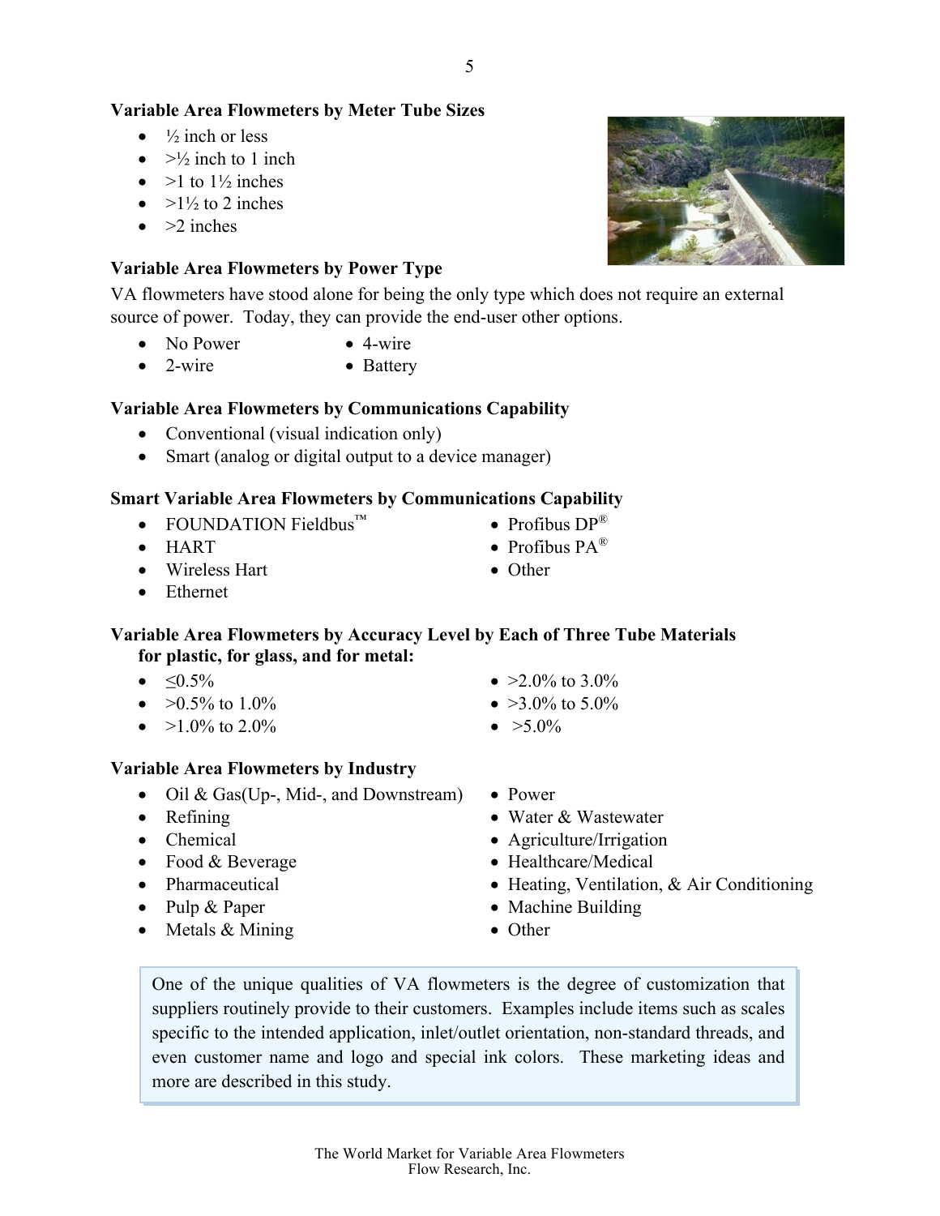**Variable Area Flowmeters by Meter Tube Sizes**

- ½ inch or less
- >½ inch to 1 inch
- >1 to 1½ inches
- >1½ to 2 inches
- >2 inches

**Variable Area Flowmeters by Power Type**

VA flowmeters have stood alone for being the only type which does not require an external source of power. Today, they can provide the end-user other options.

- No Power
- 2-wire
- 4-wire
- Battery

**Variable Area Flowmeters by Communications Capability**

- Conventional (visual indication only)
- Smart (analog or digital output to a device manager)

**Smart Variable Area Flowmeters by Communications Capability**

- FOUNDATION Fieldbus™
- HART
- Wireless Hart
- Ethernet
- Profibus DP®
- Profibus PA®
- Other

**Variable Area Flowmeters by Accuracy Level by Each of Three Tube Materials for plastic, for glass, and for metal:**

- ≤0.5%
- >0.5% to 1.0%
- >1.0% to 2.0%
- >2.0% to 3.0%
- >3.0% to 5.0%
- >5.0%

**Variable Area Flowmeters by Industry**

- Oil & Gas(Up-, Mid-, and Downstream)
- Refining
- Chemical
- Food & Beverage
- Pharmaceutical
- Pulp & Paper
- Metals & Mining
- Power
- Water & Wastewater
- Agriculture/Irrigation
- Healthcare/Medical
- Heating, Ventilation, & Air Conditioning
- Machine Building
- Other

One of the unique qualities of VA flowmeters is the degree of customization that suppliers routinely provide to their customers. Examples include items such as scales specific to the intended application, inlet/outlet orientation, non-standard threads, and even customer name and logo and special ink colors. These marketing ideas and more are described in this study.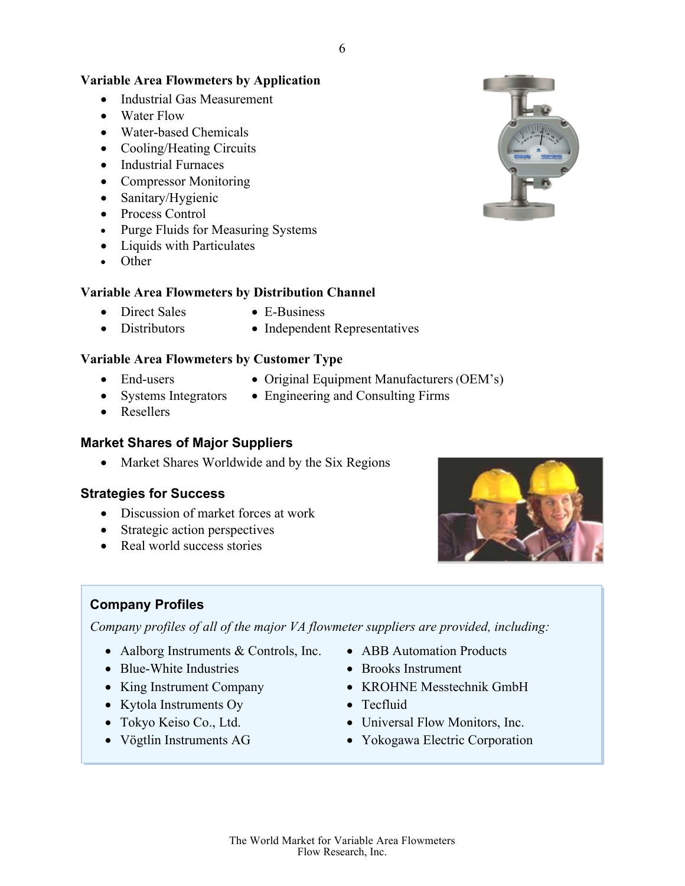### Variable Area Flowmeters by Application

- Industrial Gas Measurement
- Water Flow
- Water-based Chemicals
- Cooling/Heating Circuits
- Industrial Furnaces
- Compressor Monitoring
- Sanitary/Hygienic
- Process Control
- Purge Fluids for Measuring Systems
- Liquids with Particulates
- Other

### Variable Area Flowmeters by Distribution Channel

- Direct Sales
- Distributors
- E-Business
- Independent Representatives

### Variable Area Flowmeters by Customer Type

- End-users
- Systems Integrators
- Resellers
- Original Equipment Manufacturers (OEM's)
- Engineering and Consulting Firms

## Market Shares of Major Suppliers

- Market Shares Worldwide and by the Six Regions

## Strategies for Success

- Discussion of market forces at work
- Strategic action perspectives
- Real world success stories

## Company Profiles

*Company profiles of all of the major VA flowmeter suppliers are provided, including:*

- Aalborg Instruments & Controls, Inc.
- Blue-White Industries
- King Instrument Company
- Kytola Instruments Oy
- Tokyo Keiso Co., Ltd.
- Vögtlin Instruments AG
- ABB Automation Products
- Brooks Instrument
- KROHNE Messtechnik GmbH
- Tecfluid
- Universal Flow Monitors, Inc.
- Yokogawa Electric Corporation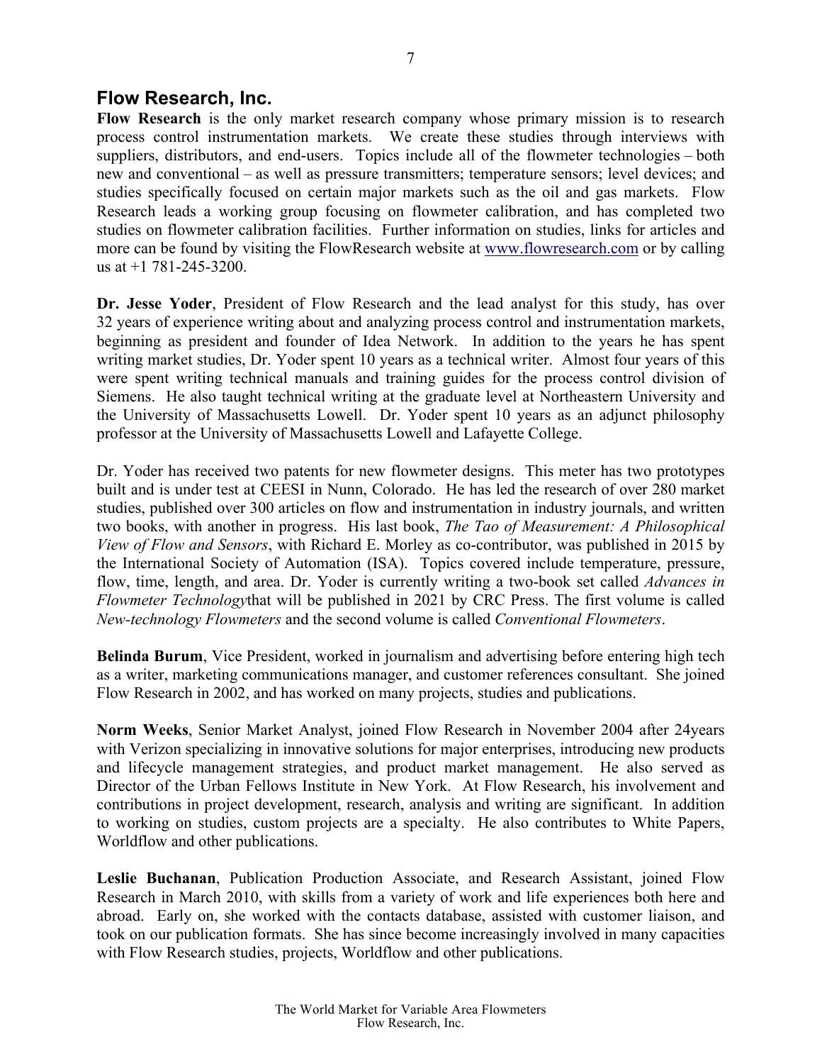## Flow Research, Inc.

**Flow Research** is the only market research company whose primary mission is to research process control instrumentation markets. We create these studies through interviews with suppliers, distributors, and end-users. Topics include all of the flowmeter technologies – both new and conventional – as well as pressure transmitters; temperature sensors; level devices; and studies specifically focused on certain major markets such as the oil and gas markets. Flow Research leads a working group focusing on flowmeter calibration, and has completed two studies on flowmeter calibration facilities. Further information on studies, links for articles and more can be found by visiting the FlowResearch website at www.flowresearch.com or by calling us at +1 781-245-3200.

**Dr. Jesse Yoder**, President of Flow Research and the lead analyst for this study, has over 32 years of experience writing about and analyzing process control and instrumentation markets, beginning as president and founder of Idea Network. In addition to the years he has spent writing market studies, Dr. Yoder spent 10 years as a technical writer. Almost four years of this were spent writing technical manuals and training guides for the process control division of Siemens. He also taught technical writing at the graduate level at Northeastern University and the University of Massachusetts Lowell. Dr. Yoder spent 10 years as an adjunct philosophy professor at the University of Massachusetts Lowell and Lafayette College.

Dr. Yoder has received two patents for new flowmeter designs. This meter has two prototypes built and is under test at CEESI in Nunn, Colorado. He has led the research of over 280 market studies, published over 300 articles on flow and instrumentation in industry journals, and written two books, with another in progress. His last book, *The Tao of Measurement: A Philosophical View of Flow and Sensors*, with Richard E. Morley as co-contributor, was published in 2015 by the International Society of Automation (ISA). Topics covered include temperature, pressure, flow, time, length, and area. Dr. Yoder is currently writing a two-book set called *Advances in Flowmeter Technology*that will be published in 2021 by CRC Press. The first volume is called *New-technology Flowmeters* and the second volume is called *Conventional Flowmeters*.

**Belinda Burum**, Vice President, worked in journalism and advertising before entering high tech as a writer, marketing communications manager, and customer references consultant. She joined Flow Research in 2002, and has worked on many projects, studies and publications.

**Norm Weeks**, Senior Market Analyst, joined Flow Research in November 2004 after 24years with Verizon specializing in innovative solutions for major enterprises, introducing new products and lifecycle management strategies, and product market management. He also served as Director of the Urban Fellows Institute in New York. At Flow Research, his involvement and contributions in project development, research, analysis and writing are significant. In addition to working on studies, custom projects are a specialty. He also contributes to White Papers, Worldflow and other publications.

**Leslie Buchanan**, Publication Production Associate, and Research Assistant, joined Flow Research in March 2010, with skills from a variety of work and life experiences both here and abroad. Early on, she worked with the contacts database, assisted with customer liaison, and took on our publication formats. She has since become increasingly involved in many capacities with Flow Research studies, projects, Worldflow and other publications.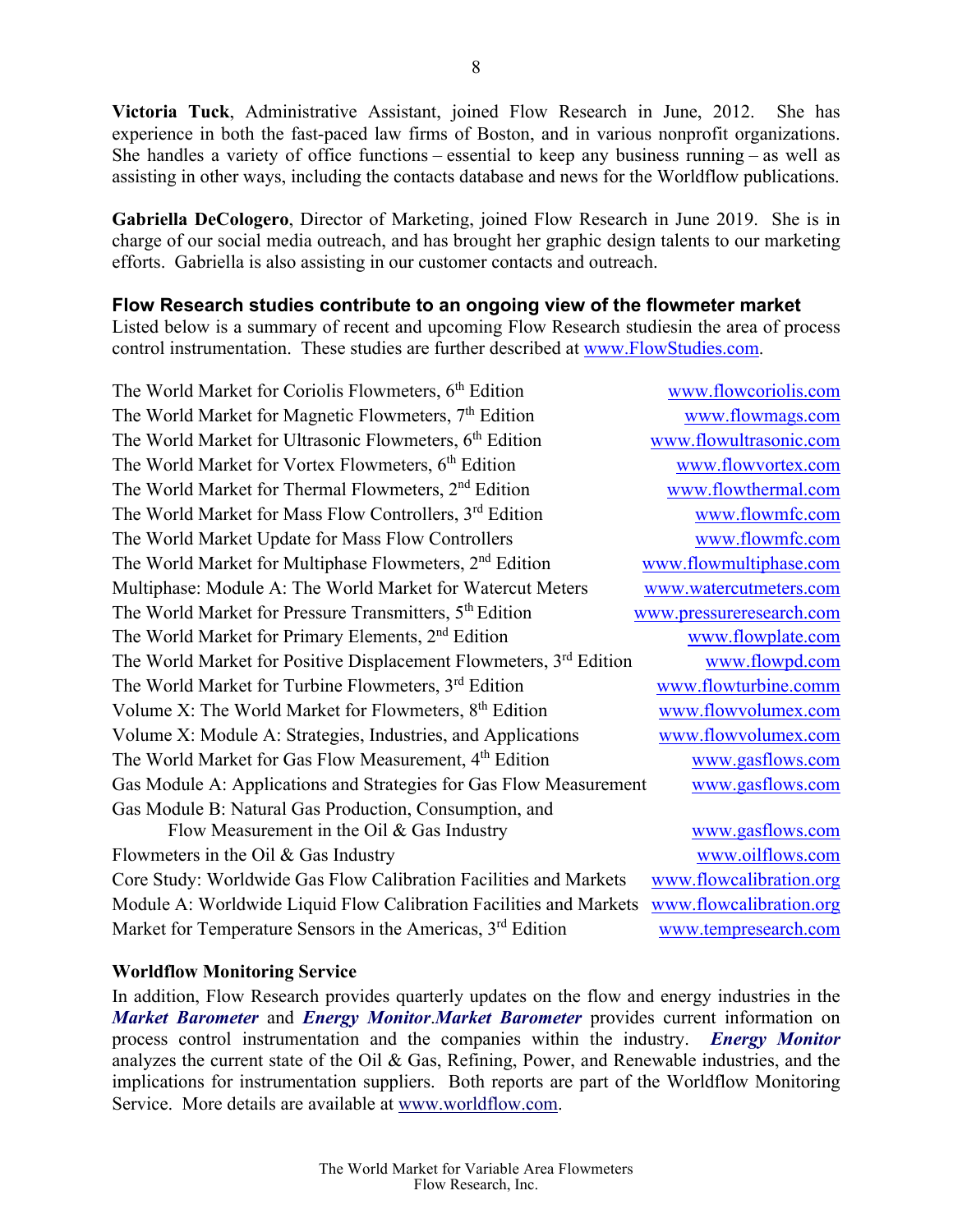**Victoria Tuck**, Administrative Assistant, joined Flow Research in June, 2012. She has experience in both the fast-paced law firms of Boston, and in various nonprofit organizations. She handles a variety of office functions – essential to keep any business running – as well as assisting in other ways, including the contacts database and news for the Worldflow publications.

**Gabriella DeCologero**, Director of Marketing, joined Flow Research in June 2019. She is in charge of our social media outreach, and has brought her graphic design talents to our marketing efforts. Gabriella is also assisting in our customer contacts and outreach.

### Flow Research studies contribute to an ongoing view of the flowmeter market

Listed below is a summary of recent and upcoming Flow Research studiesin the area of process control instrumentation. These studies are further described at www.FlowStudies.com.

| Study | Website |
|---|---|
| The World Market for Coriolis Flowmeters, 6th Edition | www.flowcoriolis.com |
| The World Market for Magnetic Flowmeters, 7th Edition | www.flowmags.com |
| The World Market for Ultrasonic Flowmeters, 6th Edition | www.flowultrasonic.com |
| The World Market for Vortex Flowmeters, 6th Edition | www.flowvortex.com |
| The World Market for Thermal Flowmeters, 2nd Edition | www.flowthermal.com |
| The World Market for Mass Flow Controllers, 3rd Edition | www.flowmfc.com |
| The World Market Update for Mass Flow Controllers | www.flowmfc.com |
| The World Market for Multiphase Flowmeters, 2nd Edition | www.flowmultiphase.com |
| Multiphase: Module A: The World Market for Watercut Meters | www.watercutmeters.com |
| The World Market for Pressure Transmitters, 5th Edition | www.pressureresearch.com |
| The World Market for Primary Elements, 2nd Edition | www.flowplate.com |
| The World Market for Positive Displacement Flowmeters, 3rd Edition | www.flowpd.com |
| The World Market for Turbine Flowmeters, 3rd Edition | www.flowturbine.comm |
| Volume X: The World Market for Flowmeters, 8th Edition | www.flowvolumex.com |
| Volume X: Module A: Strategies, Industries, and Applications | www.flowvolumex.com |
| The World Market for Gas Flow Measurement, 4th Edition | www.gasflows.com |
| Gas Module A: Applications and Strategies for Gas Flow Measurement | www.gasflows.com |
| Gas Module B: Natural Gas Production, Consumption, and Flow Measurement in the Oil & Gas Industry | www.gasflows.com |
| Flowmeters in the Oil & Gas Industry | www.oilflows.com |
| Core Study: Worldwide Gas Flow Calibration Facilities and Markets | www.flowcalibration.org |
| Module A: Worldwide Liquid Flow Calibration Facilities and Markets | www.flowcalibration.org |
| Market for Temperature Sensors in the Americas, 3rd Edition | www.tempresearch.com |

**Worldflow Monitoring Service**

In addition, Flow Research provides quarterly updates on the flow and energy industries in the ***Market Barometer*** and ***Energy Monitor***.***Market Barometer*** provides current information on process control instrumentation and the companies within the industry. ***Energy Monitor*** analyzes the current state of the Oil & Gas, Refining, Power, and Renewable industries, and the implications for instrumentation suppliers. Both reports are part of the Worldflow Monitoring Service. More details are available at www.worldflow.com.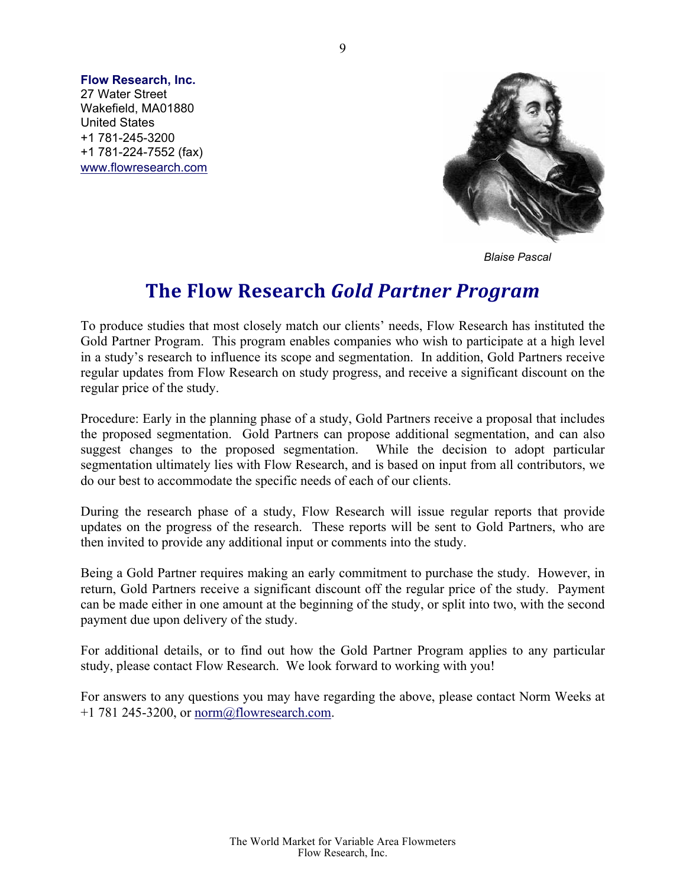**Flow Research, Inc.**
27 Water Street
Wakefield, MA01880
United States
+1 781-245-3200
+1 781-224-7552 (fax)
www.flowresearch.com

*Blaise Pascal*

# The Flow Research *Gold Partner Program*

To produce studies that most closely match our clients' needs, Flow Research has instituted the Gold Partner Program. This program enables companies who wish to participate at a high level in a study's research to influence its scope and segmentation. In addition, Gold Partners receive regular updates from Flow Research on study progress, and receive a significant discount on the regular price of the study.

Procedure: Early in the planning phase of a study, Gold Partners receive a proposal that includes the proposed segmentation. Gold Partners can propose additional segmentation, and can also suggest changes to the proposed segmentation. While the decision to adopt particular segmentation ultimately lies with Flow Research, and is based on input from all contributors, we do our best to accommodate the specific needs of each of our clients.

During the research phase of a study, Flow Research will issue regular reports that provide updates on the progress of the research. These reports will be sent to Gold Partners, who are then invited to provide any additional input or comments into the study.

Being a Gold Partner requires making an early commitment to purchase the study. However, in return, Gold Partners receive a significant discount off the regular price of the study. Payment can be made either in one amount at the beginning of the study, or split into two, with the second payment due upon delivery of the study.

For additional details, or to find out how the Gold Partner Program applies to any particular study, please contact Flow Research. We look forward to working with you!

For answers to any questions you may have regarding the above, please contact Norm Weeks at +1 781 245-3200, or norm@flowresearch.com.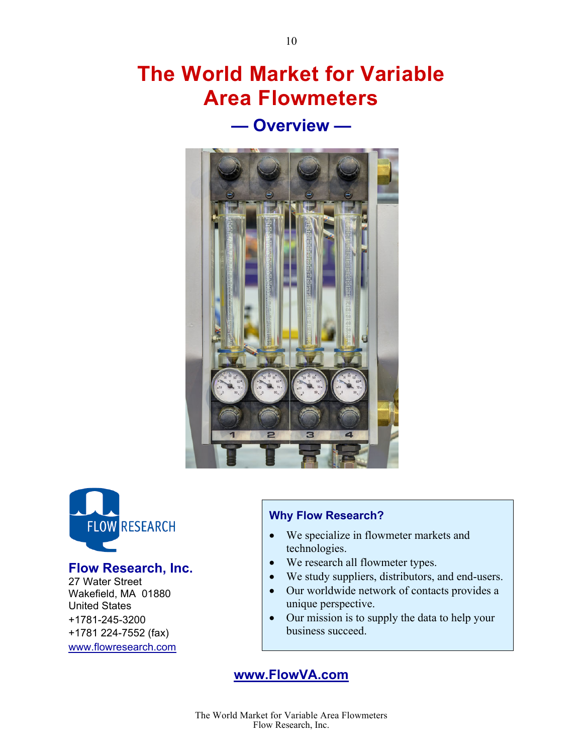# The World Market for Variable Area Flowmeters

## — Overview —

**Flow Research, Inc.**
27 Water Street
Wakefield, MA 01880
United States
+1781-245-3200
+1781 224-7552 (fax)
www.flowresearch.com

**Why Flow Research?**

- We specialize in flowmeter markets and technologies.
- We research all flowmeter types.
- We study suppliers, distributors, and end-users.
- Our worldwide network of contacts provides a unique perspective.
- Our mission is to supply the data to help your business succeed.

**www.FlowVA.com**